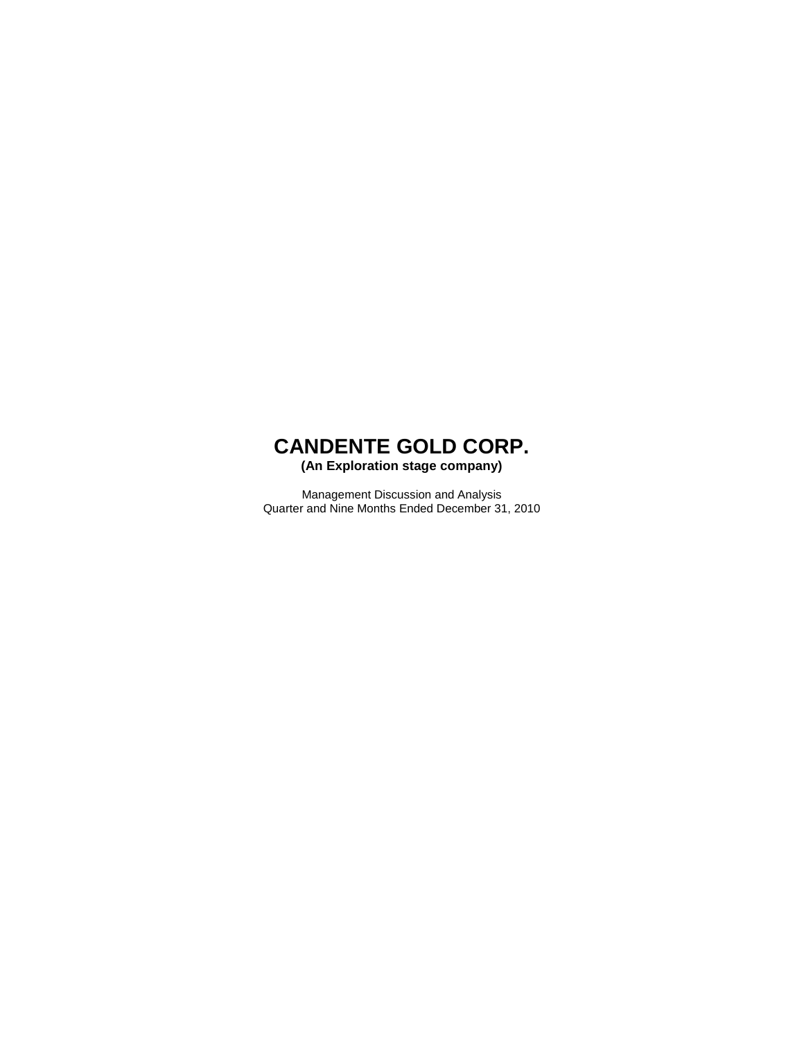# CANDENTE GOLD CORP.

**(An Exploration stage company)**

Management Discussion and Analysis
Quarter and Nine Months Ended December 31, 2010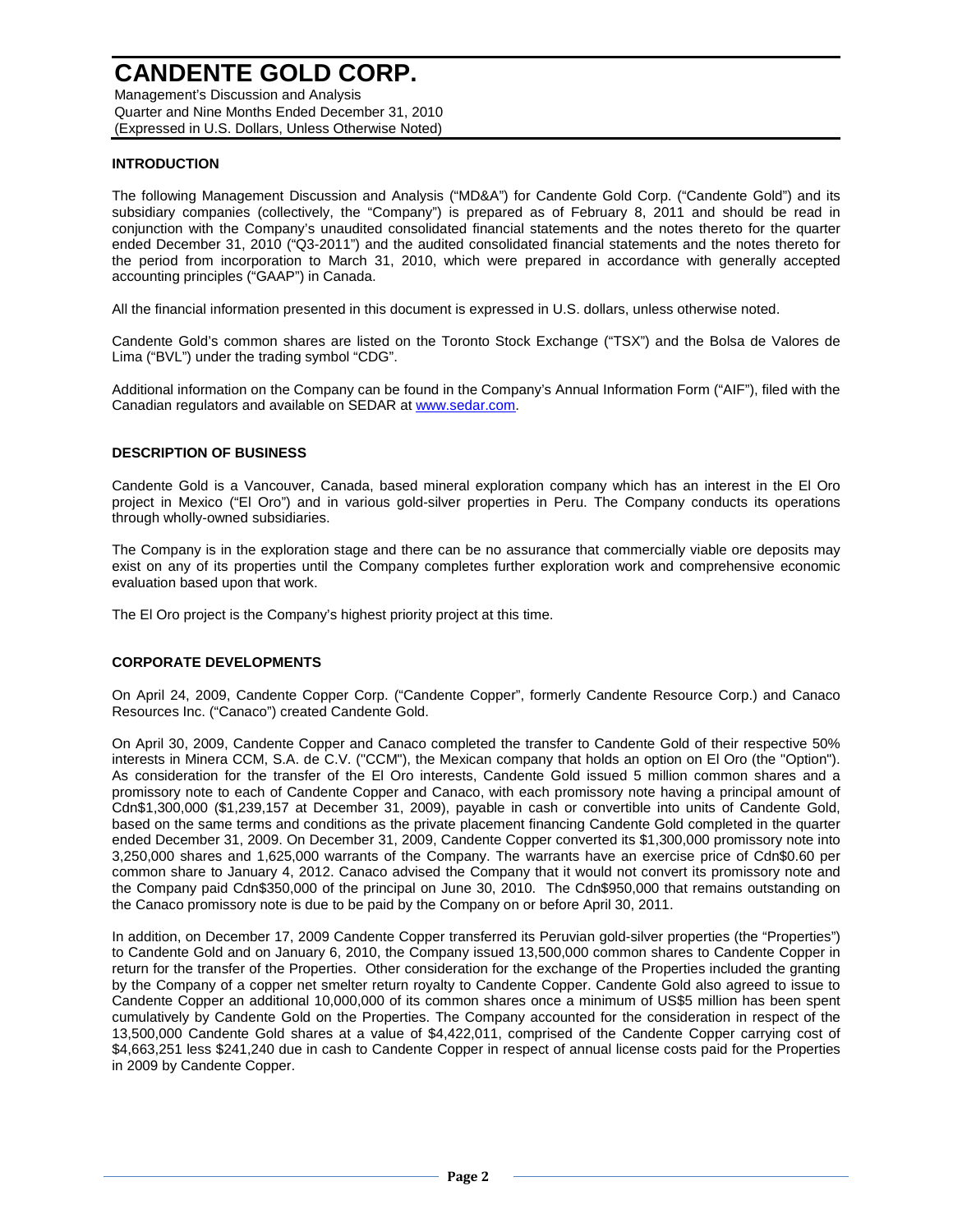# CANDENTE GOLD CORP.

Management's Discussion and Analysis
Quarter and Nine Months Ended December 31, 2010
(Expressed in U.S. Dollars, Unless Otherwise Noted)

## INTRODUCTION

The following Management Discussion and Analysis ("MD&A") for Candente Gold Corp. ("Candente Gold") and its subsidiary companies (collectively, the "Company") is prepared as of February 8, 2011 and should be read in conjunction with the Company's unaudited consolidated financial statements and the notes thereto for the quarter ended December 31, 2010 ("Q3-2011") and the audited consolidated financial statements and the notes thereto for the period from incorporation to March 31, 2010, which were prepared in accordance with generally accepted accounting principles ("GAAP") in Canada.

All the financial information presented in this document is expressed in U.S. dollars, unless otherwise noted.

Candente Gold's common shares are listed on the Toronto Stock Exchange ("TSX") and the Bolsa de Valores de Lima ("BVL") under the trading symbol "CDG".

Additional information on the Company can be found in the Company's Annual Information Form ("AIF"), filed with the Canadian regulators and available on SEDAR at www.sedar.com.

## DESCRIPTION OF BUSINESS

Candente Gold is a Vancouver, Canada, based mineral exploration company which has an interest in the El Oro project in Mexico ("El Oro") and in various gold-silver properties in Peru. The Company conducts its operations through wholly-owned subsidiaries.

The Company is in the exploration stage and there can be no assurance that commercially viable ore deposits may exist on any of its properties until the Company completes further exploration work and comprehensive economic evaluation based upon that work.

The El Oro project is the Company's highest priority project at this time.

## CORPORATE DEVELOPMENTS

On April 24, 2009, Candente Copper Corp. ("Candente Copper", formerly Candente Resource Corp.) and Canaco Resources Inc. ("Canaco") created Candente Gold.

On April 30, 2009, Candente Copper and Canaco completed the transfer to Candente Gold of their respective 50% interests in Minera CCM, S.A. de C.V. ("CCM"), the Mexican company that holds an option on El Oro (the "Option"). As consideration for the transfer of the El Oro interests, Candente Gold issued 5 million common shares and a promissory note to each of Candente Copper and Canaco, with each promissory note having a principal amount of Cdn$1,300,000 ($1,239,157 at December 31, 2009), payable in cash or convertible into units of Candente Gold, based on the same terms and conditions as the private placement financing Candente Gold completed in the quarter ended December 31, 2009. On December 31, 2009, Candente Copper converted its $1,300,000 promissory note into 3,250,000 shares and 1,625,000 warrants of the Company. The warrants have an exercise price of Cdn$0.60 per common share to January 4, 2012. Canaco advised the Company that it would not convert its promissory note and the Company paid Cdn$350,000 of the principal on June 30, 2010. The Cdn$950,000 that remains outstanding on the Canaco promissory note is due to be paid by the Company on or before April 30, 2011.

In addition, on December 17, 2009 Candente Copper transferred its Peruvian gold-silver properties (the "Properties") to Candente Gold and on January 6, 2010, the Company issued 13,500,000 common shares to Candente Copper in return for the transfer of the Properties. Other consideration for the exchange of the Properties included the granting by the Company of a copper net smelter return royalty to Candente Copper. Candente Gold also agreed to issue to Candente Copper an additional 10,000,000 of its common shares once a minimum of US$5 million has been spent cumulatively by Candente Gold on the Properties. The Company accounted for the consideration in respect of the 13,500,000 Candente Gold shares at a value of $4,422,011, comprised of the Candente Copper carrying cost of $4,663,251 less $241,240 due in cash to Candente Copper in respect of annual license costs paid for the Properties in 2009 by Candente Copper.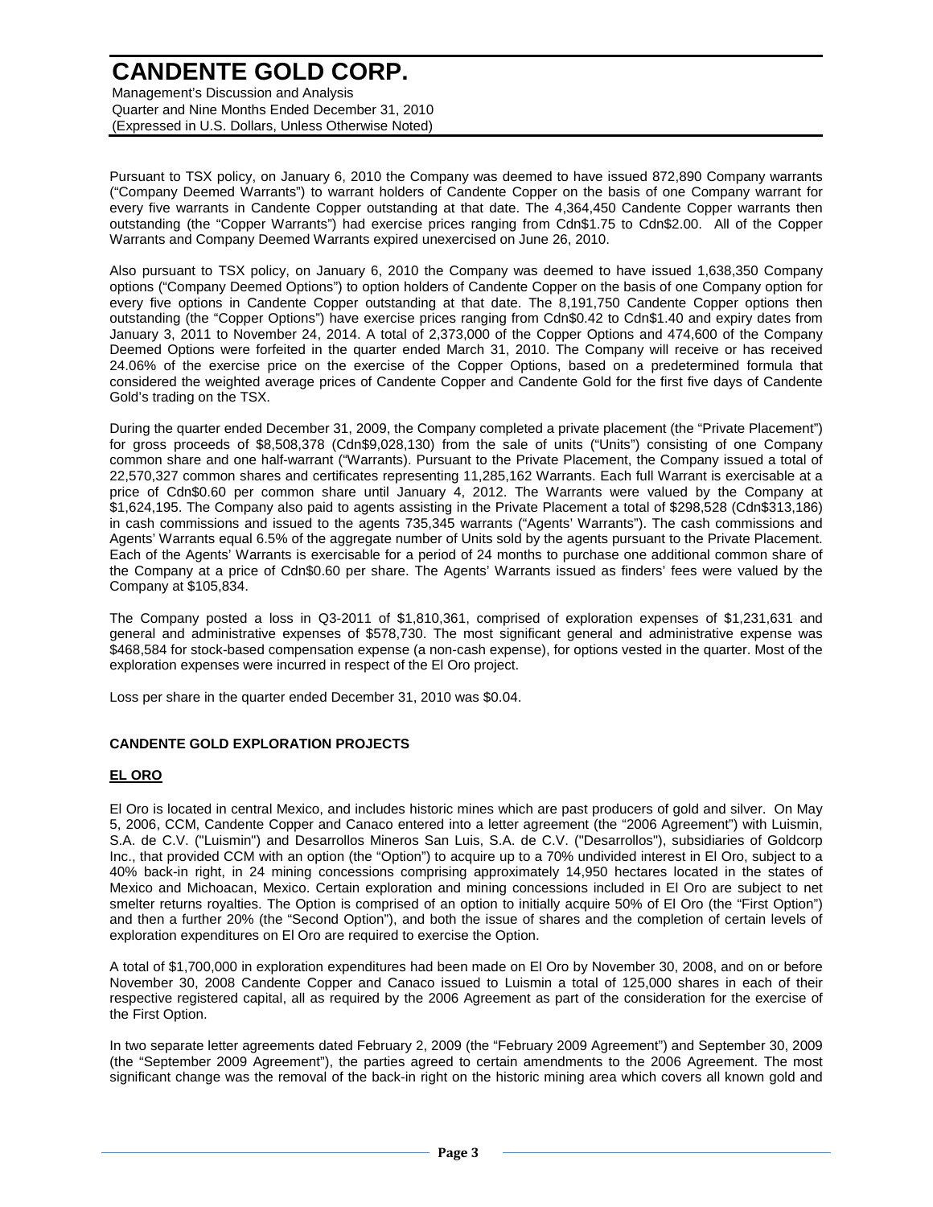Pursuant to TSX policy, on January 6, 2010 the Company was deemed to have issued 872,890 Company warrants ("Company Deemed Warrants") to warrant holders of Candente Copper on the basis of one Company warrant for every five warrants in Candente Copper outstanding at that date. The 4,364,450 Candente Copper warrants then outstanding (the "Copper Warrants") had exercise prices ranging from Cdn$1.75 to Cdn$2.00. All of the Copper Warrants and Company Deemed Warrants expired unexercised on June 26, 2010.

Also pursuant to TSX policy, on January 6, 2010 the Company was deemed to have issued 1,638,350 Company options ("Company Deemed Options") to option holders of Candente Copper on the basis of one Company option for every five options in Candente Copper outstanding at that date. The 8,191,750 Candente Copper options then outstanding (the "Copper Options") have exercise prices ranging from Cdn$0.42 to Cdn$1.40 and expiry dates from January 3, 2011 to November 24, 2014. A total of 2,373,000 of the Copper Options and 474,600 of the Company Deemed Options were forfeited in the quarter ended March 31, 2010. The Company will receive or has received 24.06% of the exercise price on the exercise of the Copper Options, based on a predetermined formula that considered the weighted average prices of Candente Copper and Candente Gold for the first five days of Candente Gold's trading on the TSX.

During the quarter ended December 31, 2009, the Company completed a private placement (the "Private Placement") for gross proceeds of $8,508,378 (Cdn$9,028,130) from the sale of units ("Units") consisting of one Company common share and one half-warrant ("Warrants). Pursuant to the Private Placement, the Company issued a total of 22,570,327 common shares and certificates representing 11,285,162 Warrants. Each full Warrant is exercisable at a price of Cdn$0.60 per common share until January 4, 2012. The Warrants were valued by the Company at $1,624,195. The Company also paid to agents assisting in the Private Placement a total of $298,528 (Cdn$313,186) in cash commissions and issued to the agents 735,345 warrants ("Agents' Warrants"). The cash commissions and Agents' Warrants equal 6.5% of the aggregate number of Units sold by the agents pursuant to the Private Placement. Each of the Agents' Warrants is exercisable for a period of 24 months to purchase one additional common share of the Company at a price of Cdn$0.60 per share. The Agents' Warrants issued as finders' fees were valued by the Company at $105,834.

The Company posted a loss in Q3-2011 of $1,810,361, comprised of exploration expenses of $1,231,631 and general and administrative expenses of $578,730. The most significant general and administrative expense was $468,584 for stock-based compensation expense (a non-cash expense), for options vested in the quarter. Most of the exploration expenses were incurred in respect of the El Oro project.

Loss per share in the quarter ended December 31, 2010 was $0.04.

## CANDENTE GOLD EXPLORATION PROJECTS

### EL ORO

El Oro is located in central Mexico, and includes historic mines which are past producers of gold and silver. On May 5, 2006, CCM, Candente Copper and Canaco entered into a letter agreement (the "2006 Agreement") with Luismin, S.A. de C.V. ("Luismin") and Desarrollos Mineros San Luis, S.A. de C.V. ("Desarrollos"), subsidiaries of Goldcorp Inc., that provided CCM with an option (the "Option") to acquire up to a 70% undivided interest in El Oro, subject to a 40% back-in right, in 24 mining concessions comprising approximately 14,950 hectares located in the states of Mexico and Michoacan, Mexico. Certain exploration and mining concessions included in El Oro are subject to net smelter returns royalties. The Option is comprised of an option to initially acquire 50% of El Oro (the "First Option") and then a further 20% (the "Second Option"), and both the issue of shares and the completion of certain levels of exploration expenditures on El Oro are required to exercise the Option.

A total of $1,700,000 in exploration expenditures had been made on El Oro by November 30, 2008, and on or before November 30, 2008 Candente Copper and Canaco issued to Luismin a total of 125,000 shares in each of their respective registered capital, all as required by the 2006 Agreement as part of the consideration for the exercise of the First Option.

In two separate letter agreements dated February 2, 2009 (the "February 2009 Agreement") and September 30, 2009 (the "September 2009 Agreement"), the parties agreed to certain amendments to the 2006 Agreement. The most significant change was the removal of the back-in right on the historic mining area which covers all known gold and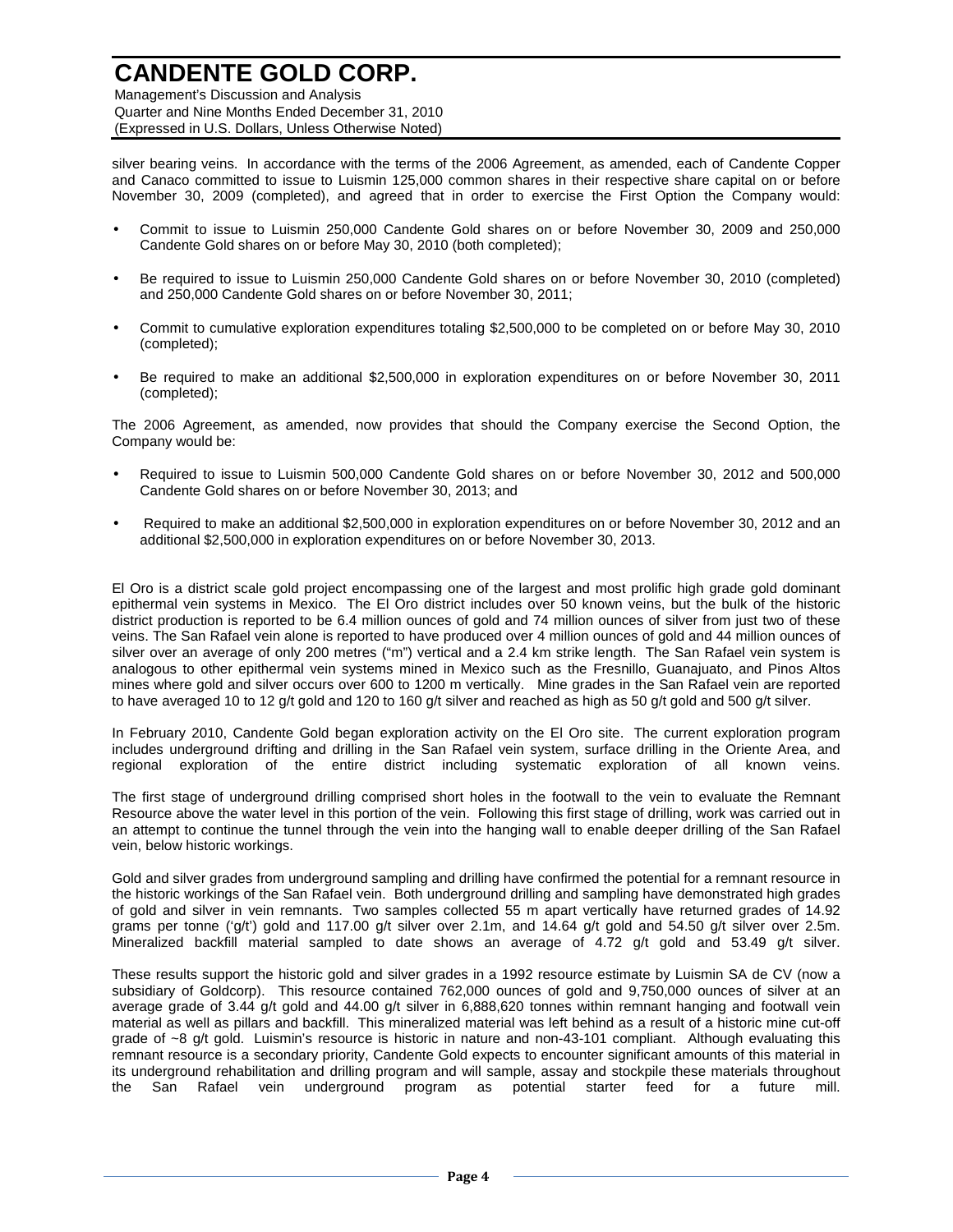silver bearing veins. In accordance with the terms of the 2006 Agreement, as amended, each of Candente Copper and Canaco committed to issue to Luismin 125,000 common shares in their respective share capital on or before November 30, 2009 (completed), and agreed that in order to exercise the First Option the Company would:

- Commit to issue to Luismin 250,000 Candente Gold shares on or before November 30, 2009 and 250,000 Candente Gold shares on or before May 30, 2010 (both completed);
- Be required to issue to Luismin 250,000 Candente Gold shares on or before November 30, 2010 (completed) and 250,000 Candente Gold shares on or before November 30, 2011;
- Commit to cumulative exploration expenditures totaling $2,500,000 to be completed on or before May 30, 2010 (completed);
- Be required to make an additional $2,500,000 in exploration expenditures on or before November 30, 2011 (completed);

The 2006 Agreement, as amended, now provides that should the Company exercise the Second Option, the Company would be:

- Required to issue to Luismin 500,000 Candente Gold shares on or before November 30, 2012 and 500,000 Candente Gold shares on or before November 30, 2013; and
- Required to make an additional $2,500,000 in exploration expenditures on or before November 30, 2012 and an additional $2,500,000 in exploration expenditures on or before November 30, 2013.

El Oro is a district scale gold project encompassing one of the largest and most prolific high grade gold dominant epithermal vein systems in Mexico. The El Oro district includes over 50 known veins, but the bulk of the historic district production is reported to be 6.4 million ounces of gold and 74 million ounces of silver from just two of these veins. The San Rafael vein alone is reported to have produced over 4 million ounces of gold and 44 million ounces of silver over an average of only 200 metres ("m") vertical and a 2.4 km strike length. The San Rafael vein system is analogous to other epithermal vein systems mined in Mexico such as the Fresnillo, Guanajuato, and Pinos Altos mines where gold and silver occurs over 600 to 1200 m vertically. Mine grades in the San Rafael vein are reported to have averaged 10 to 12 g/t gold and 120 to 160 g/t silver and reached as high as 50 g/t gold and 500 g/t silver.

In February 2010, Candente Gold began exploration activity on the El Oro site. The current exploration program includes underground drifting and drilling in the San Rafael vein system, surface drilling in the Oriente Area, and regional exploration of the entire district including systematic exploration of all known veins.

The first stage of underground drilling comprised short holes in the footwall to the vein to evaluate the Remnant Resource above the water level in this portion of the vein. Following this first stage of drilling, work was carried out in an attempt to continue the tunnel through the vein into the hanging wall to enable deeper drilling of the San Rafael vein, below historic workings.

Gold and silver grades from underground sampling and drilling have confirmed the potential for a remnant resource in the historic workings of the San Rafael vein. Both underground drilling and sampling have demonstrated high grades of gold and silver in vein remnants. Two samples collected 55 m apart vertically have returned grades of 14.92 grams per tonne ('g/t') gold and 117.00 g/t silver over 2.1m, and 14.64 g/t gold and 54.50 g/t silver over 2.5m. Mineralized backfill material sampled to date shows an average of 4.72 g/t gold and 53.49 g/t silver.

These results support the historic gold and silver grades in a 1992 resource estimate by Luismin SA de CV (now a subsidiary of Goldcorp). This resource contained 762,000 ounces of gold and 9,750,000 ounces of silver at an average grade of 3.44 g/t gold and 44.00 g/t silver in 6,888,620 tonnes within remnant hanging and footwall vein material as well as pillars and backfill. This mineralized material was left behind as a result of a historic mine cut-off grade of ~8 g/t gold. Luismin's resource is historic in nature and non-43-101 compliant. Although evaluating this remnant resource is a secondary priority, Candente Gold expects to encounter significant amounts of this material in its underground rehabilitation and drilling program and will sample, assay and stockpile these materials throughout the San Rafael vein underground program as potential starter feed for a future mill.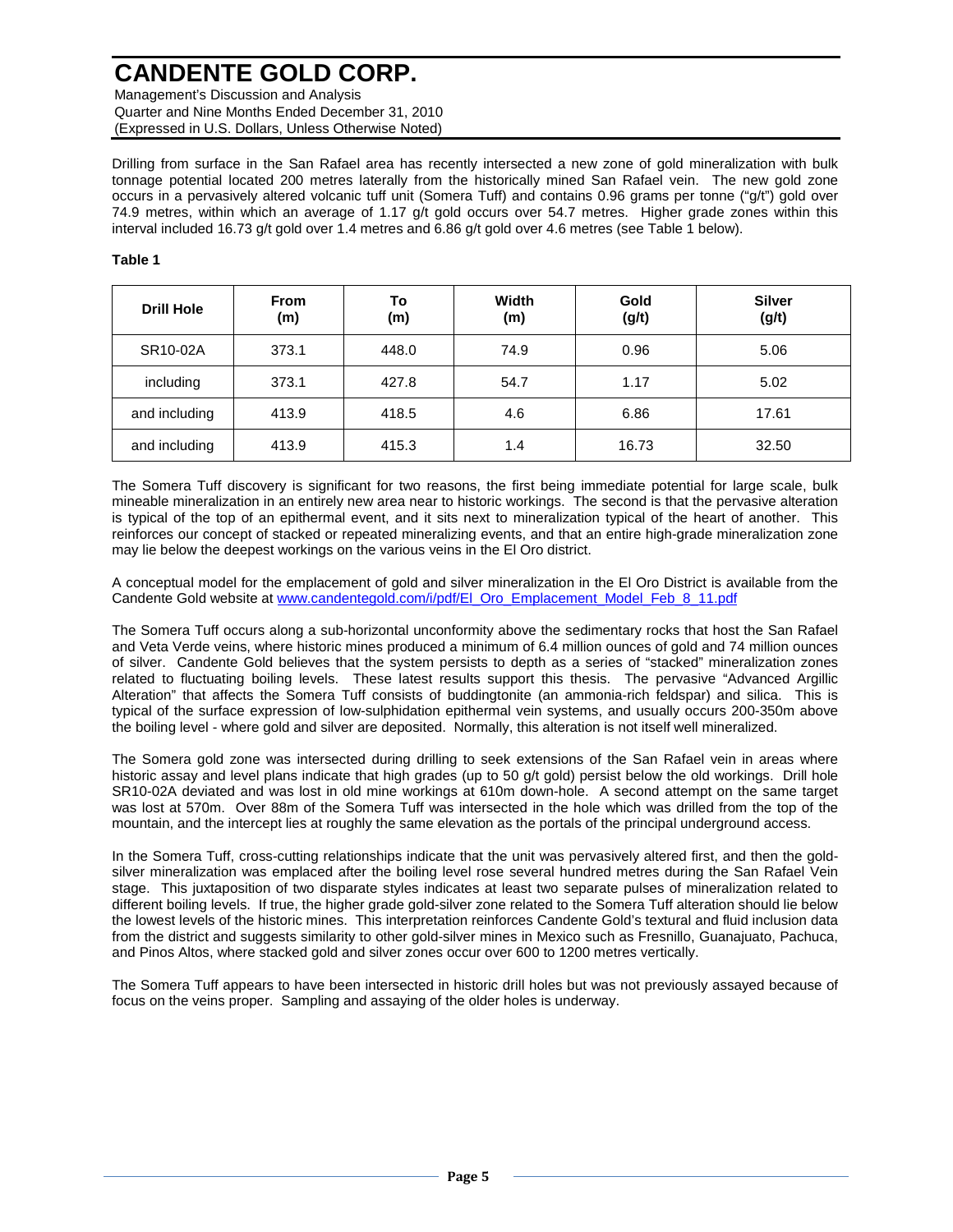Drilling from surface in the San Rafael area has recently intersected a new zone of gold mineralization with bulk tonnage potential located 200 metres laterally from the historically mined San Rafael vein. The new gold zone occurs in a pervasively altered volcanic tuff unit (Somera Tuff) and contains 0.96 grams per tonne ("g/t") gold over 74.9 metres, within which an average of 1.17 g/t gold occurs over 54.7 metres. Higher grade zones within this interval included 16.73 g/t gold over 1.4 metres and 6.86 g/t gold over 4.6 metres (see Table 1 below).

**Table 1**

| Drill Hole | From (m) | To (m) | Width (m) | Gold (g/t) | Silver (g/t) |
|---|---|---|---|---|---|
| SR10-02A | 373.1 | 448.0 | 74.9 | 0.96 | 5.06 |
| including | 373.1 | 427.8 | 54.7 | 1.17 | 5.02 |
| and including | 413.9 | 418.5 | 4.6 | 6.86 | 17.61 |
| and including | 413.9 | 415.3 | 1.4 | 16.73 | 32.50 |

The Somera Tuff discovery is significant for two reasons, the first being immediate potential for large scale, bulk mineable mineralization in an entirely new area near to historic workings. The second is that the pervasive alteration is typical of the top of an epithermal event, and it sits next to mineralization typical of the heart of another. This reinforces our concept of stacked or repeated mineralizing events, and that an entire high-grade mineralization zone may lie below the deepest workings on the various veins in the El Oro district.

A conceptual model for the emplacement of gold and silver mineralization in the El Oro District is available from the Candente Gold website at [www.candentegold.com/i/pdf/El_Oro_Emplacement_Model_Feb_8_11.pdf](www.candentegold.com/i/pdf/El_Oro_Emplacement_Model_Feb_8_11.pdf)

The Somera Tuff occurs along a sub-horizontal unconformity above the sedimentary rocks that host the San Rafael and Veta Verde veins, where historic mines produced a minimum of 6.4 million ounces of gold and 74 million ounces of silver. Candente Gold believes that the system persists to depth as a series of "stacked" mineralization zones related to fluctuating boiling levels. These latest results support this thesis. The pervasive "Advanced Argillic Alteration" that affects the Somera Tuff consists of buddingtonite (an ammonia-rich feldspar) and silica. This is typical of the surface expression of low-sulphidation epithermal vein systems, and usually occurs 200-350m above the boiling level - where gold and silver are deposited. Normally, this alteration is not itself well mineralized.

The Somera gold zone was intersected during drilling to seek extensions of the San Rafael vein in areas where historic assay and level plans indicate that high grades (up to 50 g/t gold) persist below the old workings. Drill hole SR10-02A deviated and was lost in old mine workings at 610m down-hole. A second attempt on the same target was lost at 570m. Over 88m of the Somera Tuff was intersected in the hole which was drilled from the top of the mountain, and the intercept lies at roughly the same elevation as the portals of the principal underground access.

In the Somera Tuff, cross-cutting relationships indicate that the unit was pervasively altered first, and then the gold-silver mineralization was emplaced after the boiling level rose several hundred metres during the San Rafael Vein stage. This juxtaposition of two disparate styles indicates at least two separate pulses of mineralization related to different boiling levels. If true, the higher grade gold-silver zone related to the Somera Tuff alteration should lie below the lowest levels of the historic mines. This interpretation reinforces Candente Gold's textural and fluid inclusion data from the district and suggests similarity to other gold-silver mines in Mexico such as Fresnillo, Guanajuato, Pachuca, and Pinos Altos, where stacked gold and silver zones occur over 600 to 1200 metres vertically.

The Somera Tuff appears to have been intersected in historic drill holes but was not previously assayed because of focus on the veins proper. Sampling and assaying of the older holes is underway.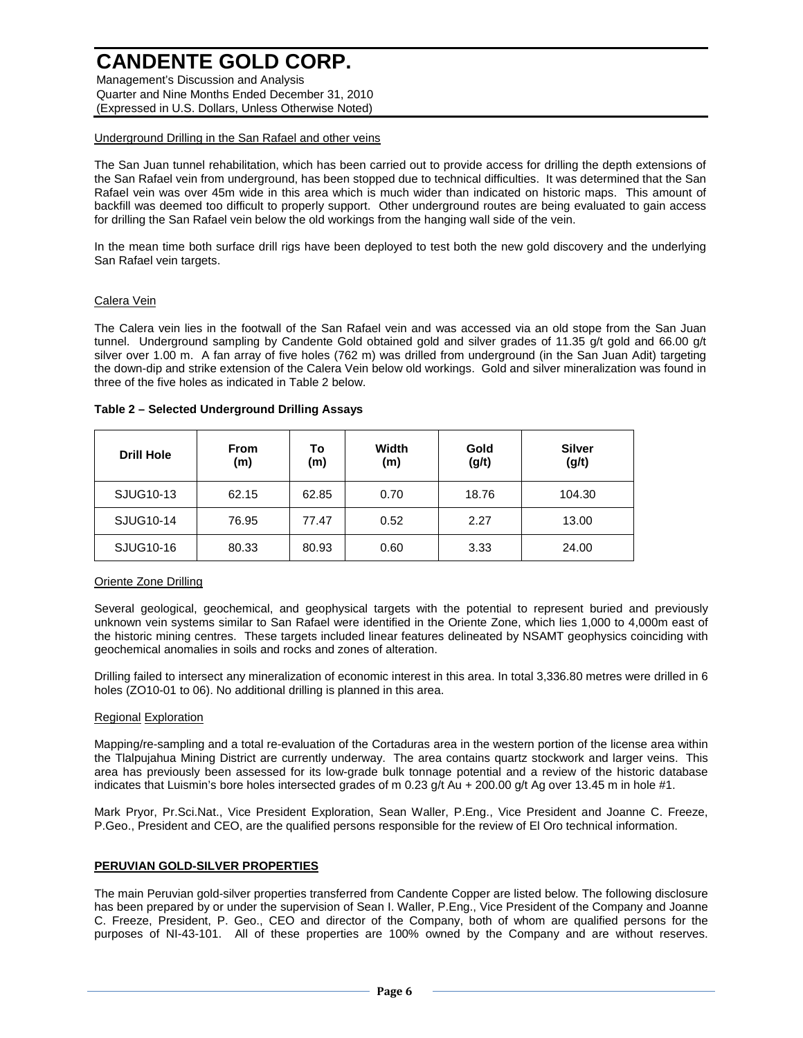Underground Drilling in the San Rafael and other veins

The San Juan tunnel rehabilitation, which has been carried out to provide access for drilling the depth extensions of the San Rafael vein from underground, has been stopped due to technical difficulties. It was determined that the San Rafael vein was over 45m wide in this area which is much wider than indicated on historic maps. This amount of backfill was deemed too difficult to properly support. Other underground routes are being evaluated to gain access for drilling the San Rafael vein below the old workings from the hanging wall side of the vein.

In the mean time both surface drill rigs have been deployed to test both the new gold discovery and the underlying San Rafael vein targets.

Calera Vein

The Calera vein lies in the footwall of the San Rafael vein and was accessed via an old stope from the San Juan tunnel. Underground sampling by Candente Gold obtained gold and silver grades of 11.35 g/t gold and 66.00 g/t silver over 1.00 m. A fan array of five holes (762 m) was drilled from underground (in the San Juan Adit) targeting the down-dip and strike extension of the Calera Vein below old workings. Gold and silver mineralization was found in three of the five holes as indicated in Table 2 below.

**Table 2 – Selected Underground Drilling Assays**

| Drill Hole | From (m) | To (m) | Width (m) | Gold (g/t) | Silver (g/t) |
|---|---|---|---|---|---|
| SJUG10-13 | 62.15 | 62.85 | 0.70 | 18.76 | 104.30 |
| SJUG10-14 | 76.95 | 77.47 | 0.52 | 2.27 | 13.00 |
| SJUG10-16 | 80.33 | 80.93 | 0.60 | 3.33 | 24.00 |

Oriente Zone Drilling

Several geological, geochemical, and geophysical targets with the potential to represent buried and previously unknown vein systems similar to San Rafael were identified in the Oriente Zone, which lies 1,000 to 4,000m east of the historic mining centres. These targets included linear features delineated by NSAMT geophysics coinciding with geochemical anomalies in soils and rocks and zones of alteration.

Drilling failed to intersect any mineralization of economic interest in this area. In total 3,336.80 metres were drilled in 6 holes (ZO10-01 to 06). No additional drilling is planned in this area.

Regional Exploration

Mapping/re-sampling and a total re-evaluation of the Cortaduras area in the western portion of the license area within the Tlalpujahua Mining District are currently underway. The area contains quartz stockwork and larger veins. This area has previously been assessed for its low-grade bulk tonnage potential and a review of the historic database indicates that Luismin's bore holes intersected grades of m 0.23 g/t Au + 200.00 g/t Ag over 13.45 m in hole #1.

Mark Pryor, Pr.Sci.Nat., Vice President Exploration, Sean Waller, P.Eng., Vice President and Joanne C. Freeze, P.Geo., President and CEO, are the qualified persons responsible for the review of El Oro technical information.

**PERUVIAN GOLD-SILVER PROPERTIES**

The main Peruvian gold-silver properties transferred from Candente Copper are listed below. The following disclosure has been prepared by or under the supervision of Sean I. Waller, P.Eng., Vice President of the Company and Joanne C. Freeze, President, P. Geo., CEO and director of the Company, both of whom are qualified persons for the purposes of NI-43-101. All of these properties are 100% owned by the Company and are without reserves.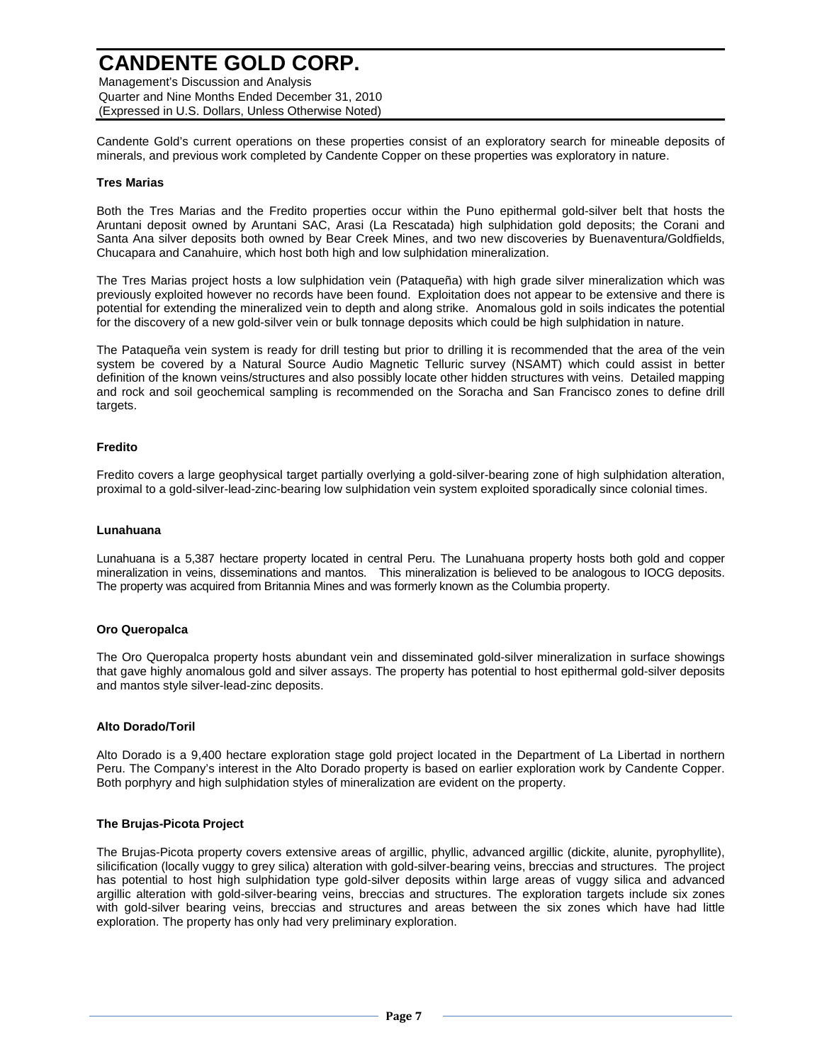Candente Gold's current operations on these properties consist of an exploratory search for mineable deposits of minerals, and previous work completed by Candente Copper on these properties was exploratory in nature.

**Tres Marias**

Both the Tres Marias and the Fredito properties occur within the Puno epithermal gold-silver belt that hosts the Aruntani deposit owned by Aruntani SAC, Arasi (La Rescatada) high sulphidation gold deposits; the Corani and Santa Ana silver deposits both owned by Bear Creek Mines, and two new discoveries by Buenaventura/Goldfields, Chucapara and Canahuire, which host both high and low sulphidation mineralization.

The Tres Marias project hosts a low sulphidation vein (Pataqueña) with high grade silver mineralization which was previously exploited however no records have been found. Exploitation does not appear to be extensive and there is potential for extending the mineralized vein to depth and along strike. Anomalous gold in soils indicates the potential for the discovery of a new gold-silver vein or bulk tonnage deposits which could be high sulphidation in nature.

The Pataqueña vein system is ready for drill testing but prior to drilling it is recommended that the area of the vein system be covered by a Natural Source Audio Magnetic Telluric survey (NSAMT) which could assist in better definition of the known veins/structures and also possibly locate other hidden structures with veins. Detailed mapping and rock and soil geochemical sampling is recommended on the Soracha and San Francisco zones to define drill targets.

**Fredito**

Fredito covers a large geophysical target partially overlying a gold-silver-bearing zone of high sulphidation alteration, proximal to a gold-silver-lead-zinc-bearing low sulphidation vein system exploited sporadically since colonial times.

**Lunahuana**

Lunahuana is a 5,387 hectare property located in central Peru. The Lunahuana property hosts both gold and copper mineralization in veins, disseminations and mantos. This mineralization is believed to be analogous to IOCG deposits. The property was acquired from Britannia Mines and was formerly known as the Columbia property.

**Oro Queropalca**

The Oro Queropalca property hosts abundant vein and disseminated gold-silver mineralization in surface showings that gave highly anomalous gold and silver assays. The property has potential to host epithermal gold-silver deposits and mantos style silver-lead-zinc deposits.

**Alto Dorado/Toril**

Alto Dorado is a 9,400 hectare exploration stage gold project located in the Department of La Libertad in northern Peru. The Company's interest in the Alto Dorado property is based on earlier exploration work by Candente Copper. Both porphyry and high sulphidation styles of mineralization are evident on the property.

**The Brujas-Picota Project**

The Brujas-Picota property covers extensive areas of argillic, phyllic, advanced argillic (dickite, alunite, pyrophyllite), silicification (locally vuggy to grey silica) alteration with gold-silver-bearing veins, breccias and structures. The project has potential to host high sulphidation type gold-silver deposits within large areas of vuggy silica and advanced argillic alteration with gold-silver-bearing veins, breccias and structures. The exploration targets include six zones with gold-silver bearing veins, breccias and structures and areas between the six zones which have had little exploration. The property has only had very preliminary exploration.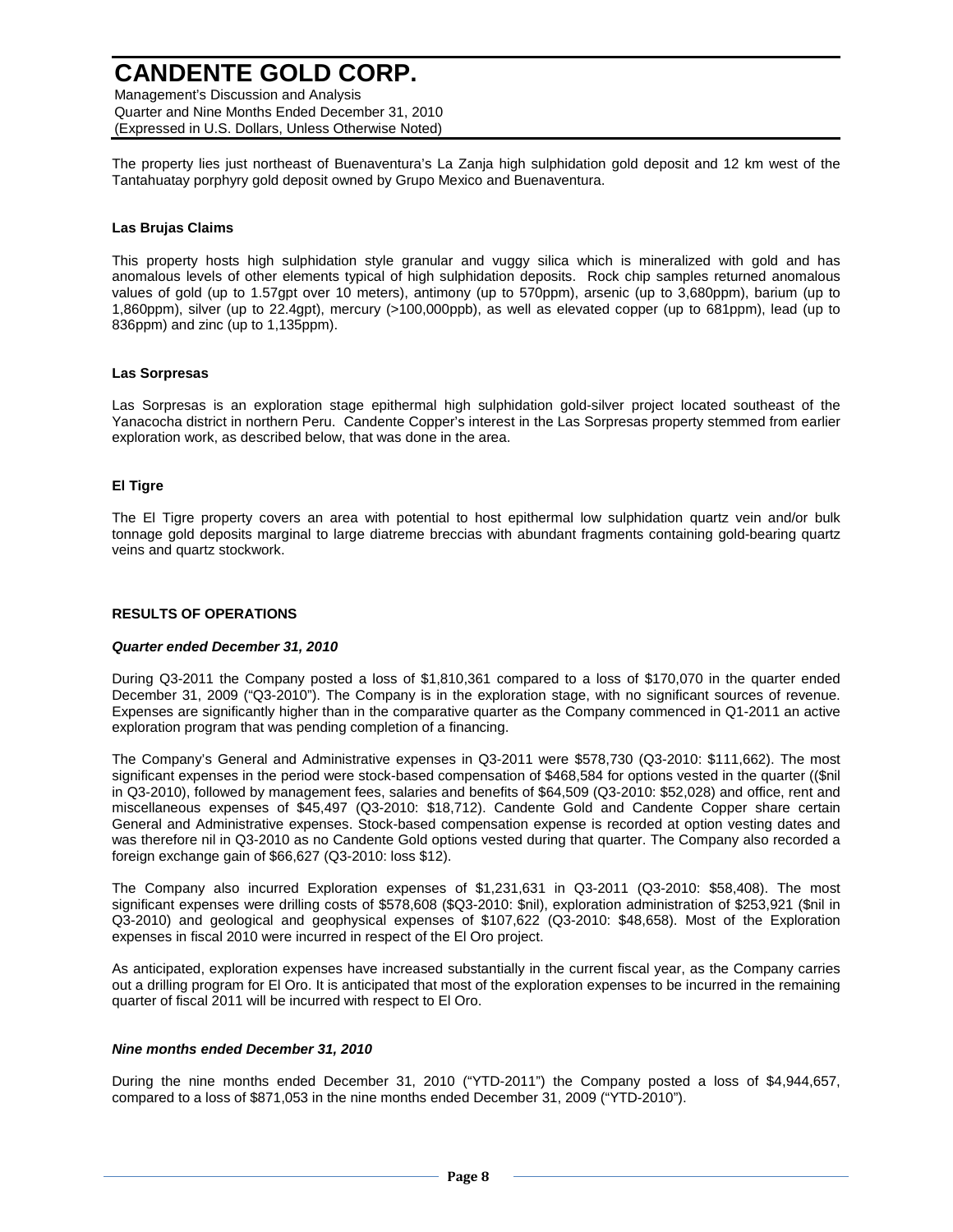The property lies just northeast of Buenaventura's La Zanja high sulphidation gold deposit and 12 km west of the Tantahuatay porphyry gold deposit owned by Grupo Mexico and Buenaventura.

**Las Brujas Claims**

This property hosts high sulphidation style granular and vuggy silica which is mineralized with gold and has anomalous levels of other elements typical of high sulphidation deposits. Rock chip samples returned anomalous values of gold (up to 1.57gpt over 10 meters), antimony (up to 570ppm), arsenic (up to 3,680ppm), barium (up to 1,860ppm), silver (up to 22.4gpt), mercury (>100,000ppb), as well as elevated copper (up to 681ppm), lead (up to 836ppm) and zinc (up to 1,135ppm).

**Las Sorpresas**

Las Sorpresas is an exploration stage epithermal high sulphidation gold-silver project located southeast of the Yanacocha district in northern Peru. Candente Copper's interest in the Las Sorpresas property stemmed from earlier exploration work, as described below, that was done in the area.

**El Tigre**

The El Tigre property covers an area with potential to host epithermal low sulphidation quartz vein and/or bulk tonnage gold deposits marginal to large diatreme breccias with abundant fragments containing gold-bearing quartz veins and quartz stockwork.

## RESULTS OF OPERATIONS

***Quarter ended December 31, 2010***

During Q3-2011 the Company posted a loss of $1,810,361 compared to a loss of $170,070 in the quarter ended December 31, 2009 ("Q3-2010"). The Company is in the exploration stage, with no significant sources of revenue. Expenses are significantly higher than in the comparative quarter as the Company commenced in Q1-2011 an active exploration program that was pending completion of a financing.

The Company's General and Administrative expenses in Q3-2011 were $578,730 (Q3-2010: $111,662). The most significant expenses in the period were stock-based compensation of $468,584 for options vested in the quarter (($nil in Q3-2010), followed by management fees, salaries and benefits of $64,509 (Q3-2010: $52,028) and office, rent and miscellaneous expenses of $45,497 (Q3-2010: $18,712). Candente Gold and Candente Copper share certain General and Administrative expenses. Stock-based compensation expense is recorded at option vesting dates and was therefore nil in Q3-2010 as no Candente Gold options vested during that quarter. The Company also recorded a foreign exchange gain of $66,627 (Q3-2010: loss $12).

The Company also incurred Exploration expenses of $1,231,631 in Q3-2011 (Q3-2010: $58,408). The most significant expenses were drilling costs of $578,608 ($Q3-2010: $nil), exploration administration of $253,921 ($nil in Q3-2010) and geological and geophysical expenses of $107,622 (Q3-2010: $48,658). Most of the Exploration expenses in fiscal 2010 were incurred in respect of the El Oro project.

As anticipated, exploration expenses have increased substantially in the current fiscal year, as the Company carries out a drilling program for El Oro. It is anticipated that most of the exploration expenses to be incurred in the remaining quarter of fiscal 2011 will be incurred with respect to El Oro.

***Nine months ended December 31, 2010***

During the nine months ended December 31, 2010 ("YTD-2011") the Company posted a loss of $4,944,657, compared to a loss of $871,053 in the nine months ended December 31, 2009 ("YTD-2010").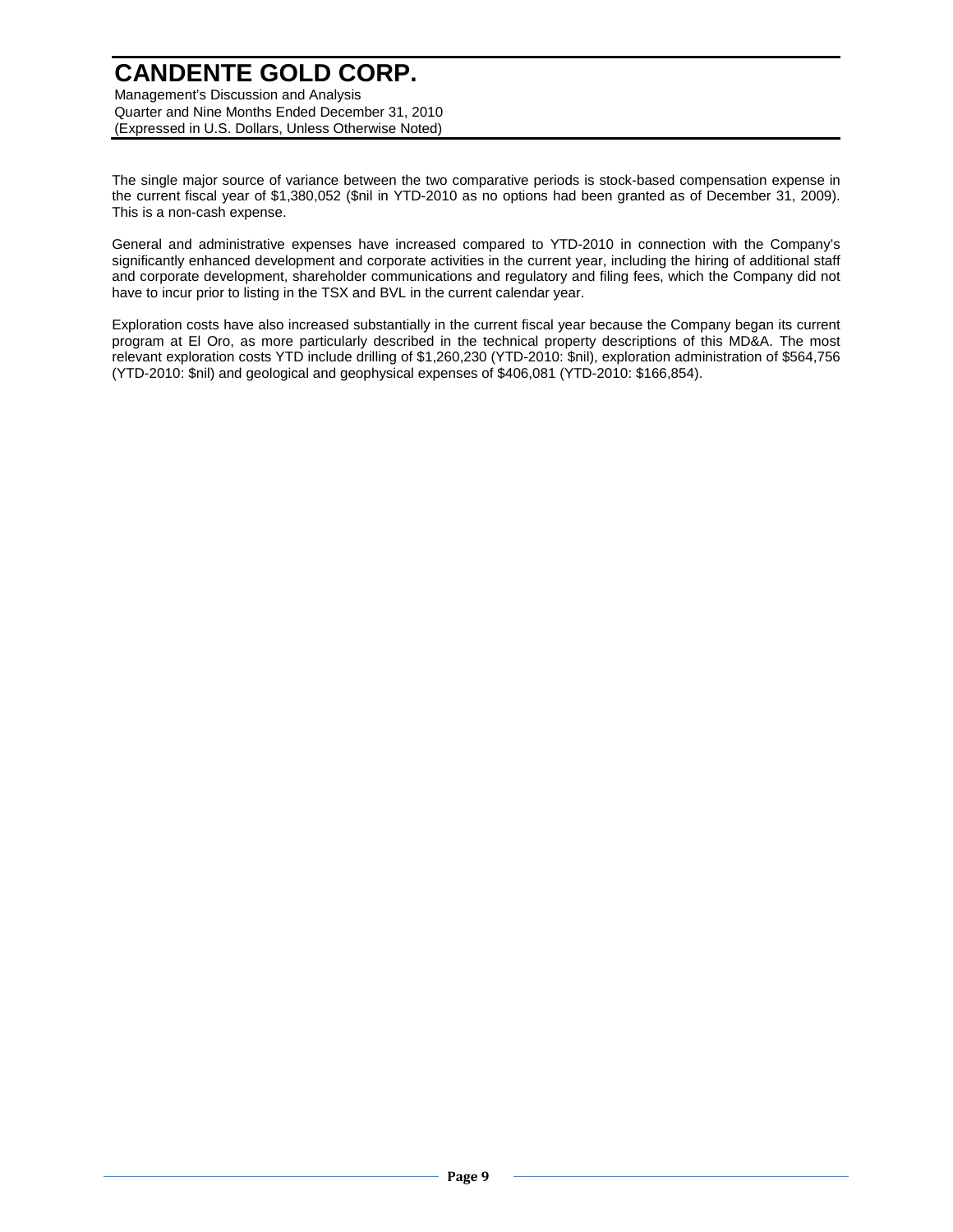The single major source of variance between the two comparative periods is stock-based compensation expense in the current fiscal year of $1,380,052 ($nil in YTD-2010 as no options had been granted as of December 31, 2009). This is a non-cash expense.

General and administrative expenses have increased compared to YTD-2010 in connection with the Company's significantly enhanced development and corporate activities in the current year, including the hiring of additional staff and corporate development, shareholder communications and regulatory and filing fees, which the Company did not have to incur prior to listing in the TSX and BVL in the current calendar year.

Exploration costs have also increased substantially in the current fiscal year because the Company began its current program at El Oro, as more particularly described in the technical property descriptions of this MD&A. The most relevant exploration costs YTD include drilling of $1,260,230 (YTD-2010: $nil), exploration administration of $564,756 (YTD-2010: $nil) and geological and geophysical expenses of $406,081 (YTD-2010: $166,854).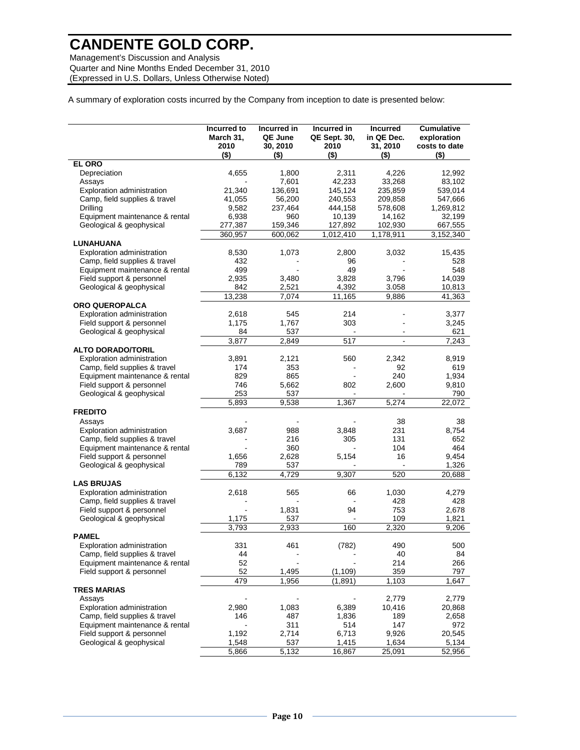A summary of exploration costs incurred by the Company from inception to date is presented below:

| | Incurred to March 31, 2010 ($) | Incurred in QE June 30, 2010 ($) | Incurred in QE Sept. 30, 2010 ($) | Incurred in QE Dec. 31, 2010 ($) | Cumulative exploration costs to date ($) |
|---|---|---|---|---|---|
| **EL ORO** | | | | | |
| Depreciation | 4,655 | 1,800 | 2,311 | 4,226 | 12,992 |
| Assays | - | 7,601 | 42,233 | 33,268 | 83,102 |
| Exploration administration | 21,340 | 136,691 | 145,124 | 235,859 | 539,014 |
| Camp, field supplies & travel | 41,055 | 56,200 | 240,553 | 209,858 | 547,666 |
| Drilling | 9,582 | 237,464 | 444,158 | 578,608 | 1,269,812 |
| Equipment maintenance & rental | 6,938 | 960 | 10,139 | 14,162 | 32,199 |
| Geological & geophysical | 277,387 | 159,346 | 127,892 | 102,930 | 667,555 |
| | 360,957 | 600,062 | 1,012,410 | 1,178,911 | 3,152,340 |
| **LUNAHUANA** | | | | | |
| Exploration administration | 8,530 | 1,073 | 2,800 | 3,032 | 15,435 |
| Camp, field supplies & travel | 432 | - | 96 | - | 528 |
| Equipment maintenance & rental | 499 | - | 49 | - | 548 |
| Field support & personnel | 2,935 | 3,480 | 3,828 | 3,796 | 14,039 |
| Geological & geophysical | 842 | 2,521 | 4,392 | 3.058 | 10,813 |
| | 13,238 | 7,074 | 11,165 | 9,886 | 41,363 |
| **ORO QUEROPALCA** | | | | | |
| Exploration administration | 2,618 | 545 | 214 | - | 3,377 |
| Field support & personnel | 1,175 | 1,767 | 303 | - | 3,245 |
| Geological & geophysical | 84 | 537 | - | - | 621 |
| | 3,877 | 2,849 | 517 | - | 7,243 |
| **ALTO DORADO/TORIL** | | | | | |
| Exploration administration | 3,891 | 2,121 | 560 | 2,342 | 8,919 |
| Camp, field supplies & travel | 174 | 353 | - | 92 | 619 |
| Equipment maintenance & rental | 829 | 865 | - | 240 | 1,934 |
| Field support & personnel | 746 | 5,662 | 802 | 2,600 | 9,810 |
| Geological & geophysical | 253 | 537 | - | - | 790 |
| | 5,893 | 9,538 | 1,367 | 5,274 | 22,072 |
| **FREDITO** | | | | | |
| Assays | - | - | - | 38 | 38 |
| Exploration administration | 3,687 | 988 | 3,848 | 231 | 8,754 |
| Camp, field supplies & travel | - | 216 | 305 | 131 | 652 |
| Equipment maintenance & rental | - | 360 | - | 104 | 464 |
| Field support & personnel | 1,656 | 2,628 | 5,154 | 16 | 9,454 |
| Geological & geophysical | 789 | 537 | - | - | 1,326 |
| | 6,132 | 4,729 | 9,307 | 520 | 20,688 |
| **LAS BRUJAS** | | | | | |
| Exploration administration | 2,618 | 565 | 66 | 1,030 | 4,279 |
| Camp, field supplies & travel | - | - | - | 428 | 428 |
| Field support & personnel | - | 1,831 | 94 | 753 | 2,678 |
| Geological & geophysical | 1,175 | 537 | - | 109 | 1,821 |
| | 3,793 | 2,933 | 160 | 2,320 | 9,206 |
| **PAMEL** | | | | | |
| Exploration administration | 331 | 461 | (782) | 490 | 500 |
| Camp, field supplies & travel | 44 | - | - | 40 | 84 |
| Equipment maintenance & rental | 52 | - | - | 214 | 266 |
| Field support & personnel | 52 | 1,495 | (1,109) | 359 | 797 |
| | 479 | 1,956 | (1,891) | 1,103 | 1,647 |
| **TRES MARIAS** | | | | | |
| Assays | - | - | - | 2,779 | 2,779 |
| Exploration administration | 2,980 | 1,083 | 6,389 | 10,416 | 20,868 |
| Camp, field supplies & travel | 146 | 487 | 1,836 | 189 | 2,658 |
| Equipment maintenance & rental | - | 311 | 514 | 147 | 972 |
| Field support & personnel | 1,192 | 2,714 | 6,713 | 9,926 | 20,545 |
| Geological & geophysical | 1,548 | 537 | 1,415 | 1,634 | 5,134 |
| | 5,866 | 5,132 | 16,867 | 25,091 | 52,956 |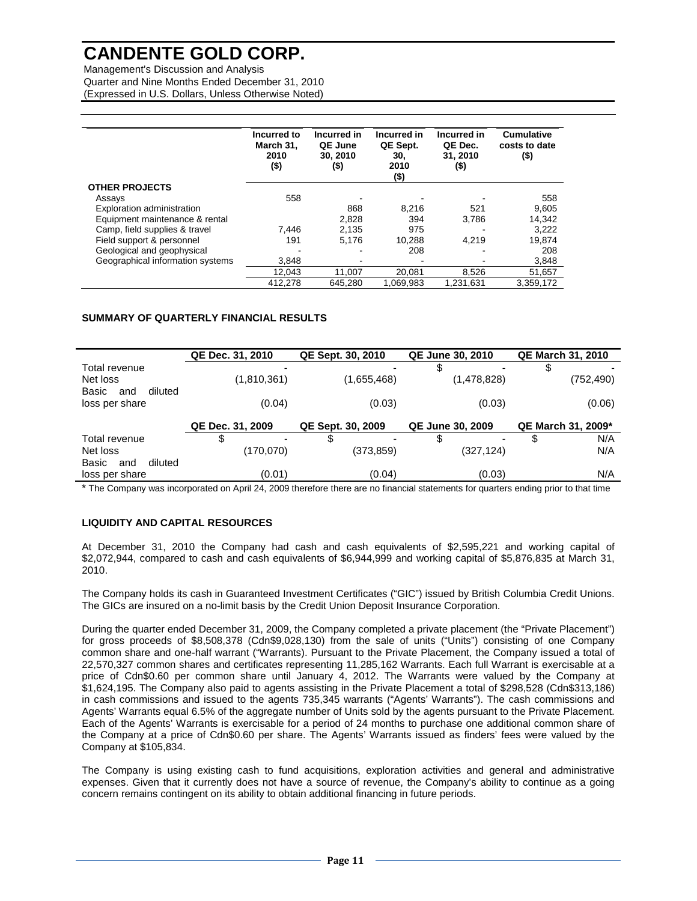| | Incurred to March 31, 2010 ($) | Incurred in QE June 30, 2010 ($) | Incurred in QE Sept. 30, 2010 ($) | Incurred in QE Dec. 31, 2010 ($) | Cumulative costs to date ($) |
|---|---|---|---|---|---|
| **OTHER PROJECTS** | | | | | |
| Assays | 558 | - | - | - | 558 |
| Exploration administration | | 868 | 8,216 | 521 | 9,605 |
| Equipment maintenance & rental | | 2,828 | 394 | 3,786 | 14,342 |
| Camp, field supplies & travel | 7,446 | 2,135 | 975 | - | 3,222 |
| Field support & personnel | 191 | 5,176 | 10,288 | 4,219 | 19,874 |
| Geological and geophysical | - | - | 208 | - | 208 |
| Geographical information systems | 3,848 | - | - | - | 3,848 |
| | 12,043 | 11,007 | 20,081 | 8,526 | 51,657 |
| | 412,278 | 645,280 | 1,069,983 | 1,231,631 | 3,359,172 |

**SUMMARY OF QUARTERLY FINANCIAL RESULTS**

| | QE Dec. 31, 2010 | QE Sept. 30, 2010 | QE June 30, 2010 | QE March 31, 2010 |
|---|---|---|---|---|
| Total revenue | - | - | $ - | $ - |
| Net loss | (1,810,361) | (1,655,468) | (1,478,828) | (752,490) |
| Basic and diluted loss per share | (0.04) | (0.03) | (0.03) | (0.06) |
| | **QE Dec. 31, 2009** | **QE Sept. 30, 2009** | **QE June 30, 2009** | **QE March 31, 2009*** |
| Total revenue | $ - | $ - | $ - | $ N/A |
| Net loss | (170,070) | (373,859) | (327,124) | N/A |
| Basic and diluted loss per share | (0.01) | (0.04) | (0.03) | N/A |

\* The Company was incorporated on April 24, 2009 therefore there are no financial statements for quarters ending prior to that time

**LIQUIDITY AND CAPITAL RESOURCES**

At December 31, 2010 the Company had cash and cash equivalents of $2,595,221 and working capital of $2,072,944, compared to cash and cash equivalents of $6,944,999 and working capital of $5,876,835 at March 31, 2010.

The Company holds its cash in Guaranteed Investment Certificates ("GIC") issued by British Columbia Credit Unions. The GICs are insured on a no-limit basis by the Credit Union Deposit Insurance Corporation.

During the quarter ended December 31, 2009, the Company completed a private placement (the "Private Placement") for gross proceeds of $8,508,378 (Cdn$9,028,130) from the sale of units ("Units") consisting of one Company common share and one-half warrant ("Warrants). Pursuant to the Private Placement, the Company issued a total of 22,570,327 common shares and certificates representing 11,285,162 Warrants. Each full Warrant is exercisable at a price of Cdn$0.60 per common share until January 4, 2012. The Warrants were valued by the Company at $1,624,195. The Company also paid to agents assisting in the Private Placement a total of $298,528 (Cdn$313,186) in cash commissions and issued to the agents 735,345 warrants ("Agents' Warrants"). The cash commissions and Agents' Warrants equal 6.5% of the aggregate number of Units sold by the agents pursuant to the Private Placement. Each of the Agents' Warrants is exercisable for a period of 24 months to purchase one additional common share of the Company at a price of Cdn$0.60 per share. The Agents' Warrants issued as finders' fees were valued by the Company at $105,834.

The Company is using existing cash to fund acquisitions, exploration activities and general and administrative expenses. Given that it currently does not have a source of revenue, the Company's ability to continue as a going concern remains contingent on its ability to obtain additional financing in future periods.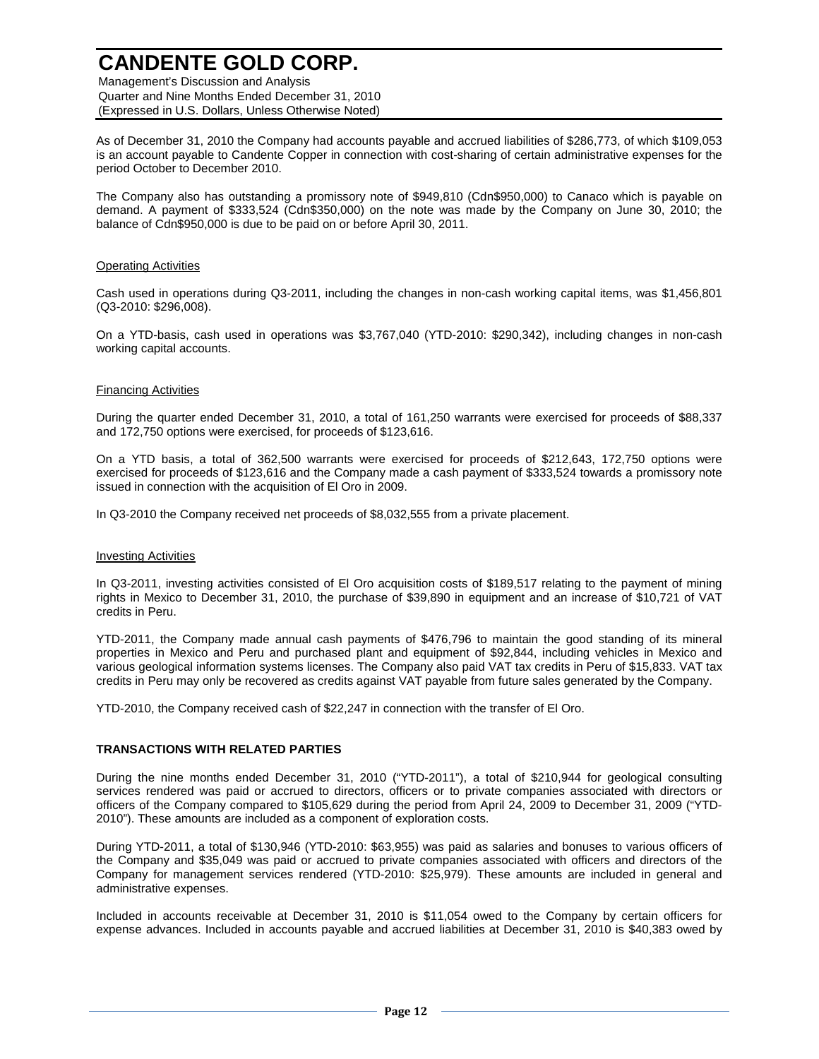As of December 31, 2010 the Company had accounts payable and accrued liabilities of $286,773, of which $109,053 is an account payable to Candente Copper in connection with cost-sharing of certain administrative expenses for the period October to December 2010.

The Company also has outstanding a promissory note of $949,810 (Cdn$950,000) to Canaco which is payable on demand. A payment of $333,524 (Cdn$350,000) on the note was made by the Company on June 30, 2010; the balance of Cdn$950,000 is due to be paid on or before April 30, 2011.

### Operating Activities

Cash used in operations during Q3-2011, including the changes in non-cash working capital items, was $1,456,801 (Q3-2010: $296,008).

On a YTD-basis, cash used in operations was $3,767,040 (YTD-2010: $290,342), including changes in non-cash working capital accounts.

### Financing Activities

During the quarter ended December 31, 2010, a total of 161,250 warrants were exercised for proceeds of $88,337 and 172,750 options were exercised, for proceeds of $123,616.

On a YTD basis, a total of 362,500 warrants were exercised for proceeds of $212,643, 172,750 options were exercised for proceeds of $123,616 and the Company made a cash payment of $333,524 towards a promissory note issued in connection with the acquisition of El Oro in 2009.

In Q3-2010 the Company received net proceeds of $8,032,555 from a private placement.

### Investing Activities

In Q3-2011, investing activities consisted of El Oro acquisition costs of $189,517 relating to the payment of mining rights in Mexico to December 31, 2010, the purchase of $39,890 in equipment and an increase of $10,721 of VAT credits in Peru.

YTD-2011, the Company made annual cash payments of $476,796 to maintain the good standing of its mineral properties in Mexico and Peru and purchased plant and equipment of $92,844, including vehicles in Mexico and various geological information systems licenses. The Company also paid VAT tax credits in Peru of $15,833. VAT tax credits in Peru may only be recovered as credits against VAT payable from future sales generated by the Company.

YTD-2010, the Company received cash of $22,247 in connection with the transfer of El Oro.

## TRANSACTIONS WITH RELATED PARTIES

During the nine months ended December 31, 2010 ("YTD-2011"), a total of $210,944 for geological consulting services rendered was paid or accrued to directors, officers or to private companies associated with directors or officers of the Company compared to $105,629 during the period from April 24, 2009 to December 31, 2009 ("YTD-2010"). These amounts are included as a component of exploration costs.

During YTD-2011, a total of $130,946 (YTD-2010: $63,955) was paid as salaries and bonuses to various officers of the Company and $35,049 was paid or accrued to private companies associated with officers and directors of the Company for management services rendered (YTD-2010: $25,979). These amounts are included in general and administrative expenses.

Included in accounts receivable at December 31, 2010 is $11,054 owed to the Company by certain officers for expense advances. Included in accounts payable and accrued liabilities at December 31, 2010 is $40,383 owed by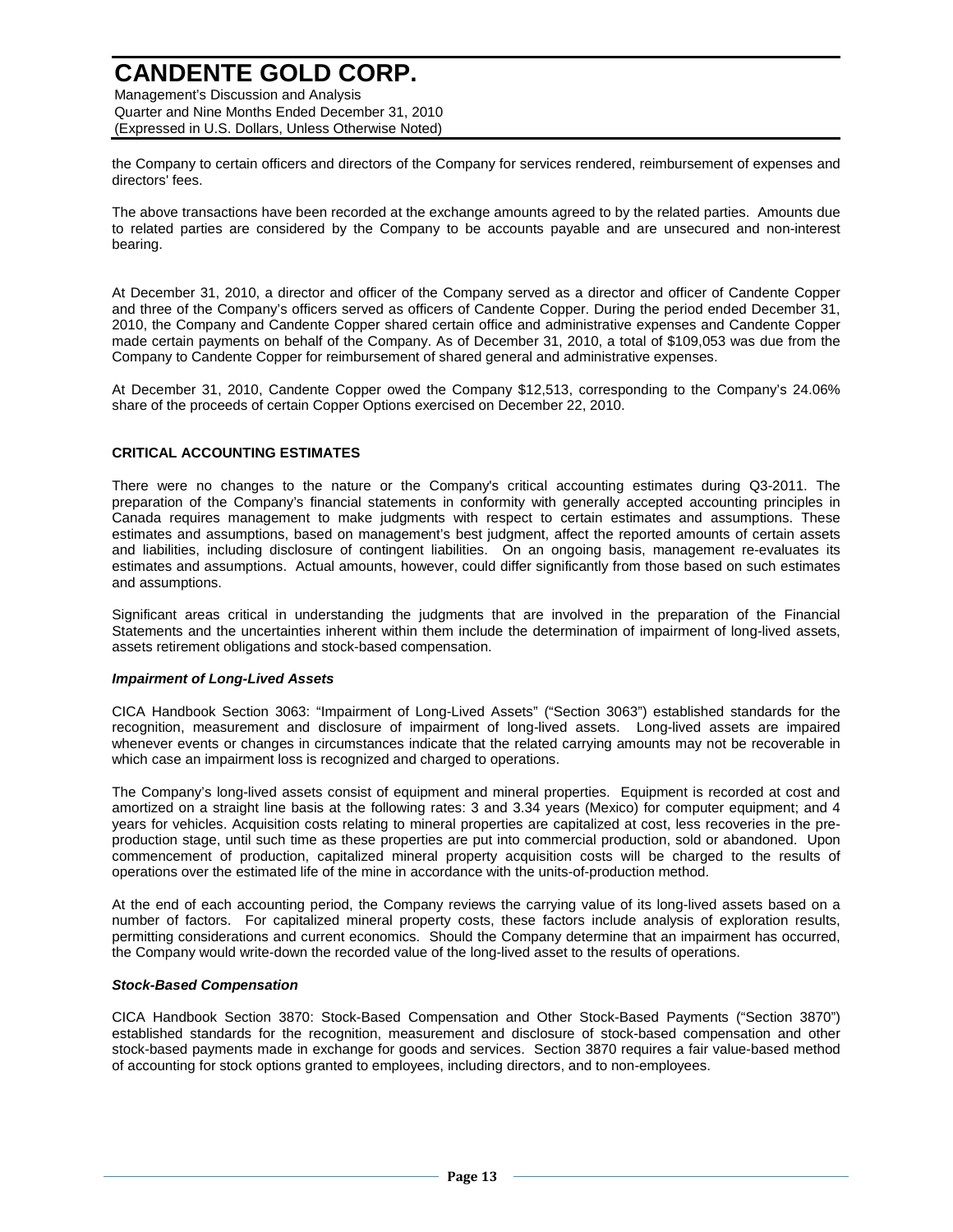the Company to certain officers and directors of the Company for services rendered, reimbursement of expenses and directors' fees.

The above transactions have been recorded at the exchange amounts agreed to by the related parties. Amounts due to related parties are considered by the Company to be accounts payable and are unsecured and non-interest bearing.

At December 31, 2010, a director and officer of the Company served as a director and officer of Candente Copper and three of the Company's officers served as officers of Candente Copper. During the period ended December 31, 2010, the Company and Candente Copper shared certain office and administrative expenses and Candente Copper made certain payments on behalf of the Company. As of December 31, 2010, a total of $109,053 was due from the Company to Candente Copper for reimbursement of shared general and administrative expenses.

At December 31, 2010, Candente Copper owed the Company $12,513, corresponding to the Company's 24.06% share of the proceeds of certain Copper Options exercised on December 22, 2010.

## CRITICAL ACCOUNTING ESTIMATES

There were no changes to the nature or the Company's critical accounting estimates during Q3-2011. The preparation of the Company's financial statements in conformity with generally accepted accounting principles in Canada requires management to make judgments with respect to certain estimates and assumptions. These estimates and assumptions, based on management's best judgment, affect the reported amounts of certain assets and liabilities, including disclosure of contingent liabilities. On an ongoing basis, management re-evaluates its estimates and assumptions. Actual amounts, however, could differ significantly from those based on such estimates and assumptions.

Significant areas critical in understanding the judgments that are involved in the preparation of the Financial Statements and the uncertainties inherent within them include the determination of impairment of long-lived assets, assets retirement obligations and stock-based compensation.

### *Impairment of Long-Lived Assets*

CICA Handbook Section 3063: "Impairment of Long-Lived Assets" ("Section 3063") established standards for the recognition, measurement and disclosure of impairment of long-lived assets. Long-lived assets are impaired whenever events or changes in circumstances indicate that the related carrying amounts may not be recoverable in which case an impairment loss is recognized and charged to operations.

The Company's long-lived assets consist of equipment and mineral properties. Equipment is recorded at cost and amortized on a straight line basis at the following rates: 3 and 3.34 years (Mexico) for computer equipment; and 4 years for vehicles. Acquisition costs relating to mineral properties are capitalized at cost, less recoveries in the pre-production stage, until such time as these properties are put into commercial production, sold or abandoned. Upon commencement of production, capitalized mineral property acquisition costs will be charged to the results of operations over the estimated life of the mine in accordance with the units-of-production method.

At the end of each accounting period, the Company reviews the carrying value of its long-lived assets based on a number of factors. For capitalized mineral property costs, these factors include analysis of exploration results, permitting considerations and current economics. Should the Company determine that an impairment has occurred, the Company would write-down the recorded value of the long-lived asset to the results of operations.

### *Stock-Based Compensation*

CICA Handbook Section 3870: Stock-Based Compensation and Other Stock-Based Payments ("Section 3870") established standards for the recognition, measurement and disclosure of stock-based compensation and other stock-based payments made in exchange for goods and services. Section 3870 requires a fair value-based method of accounting for stock options granted to employees, including directors, and to non-employees.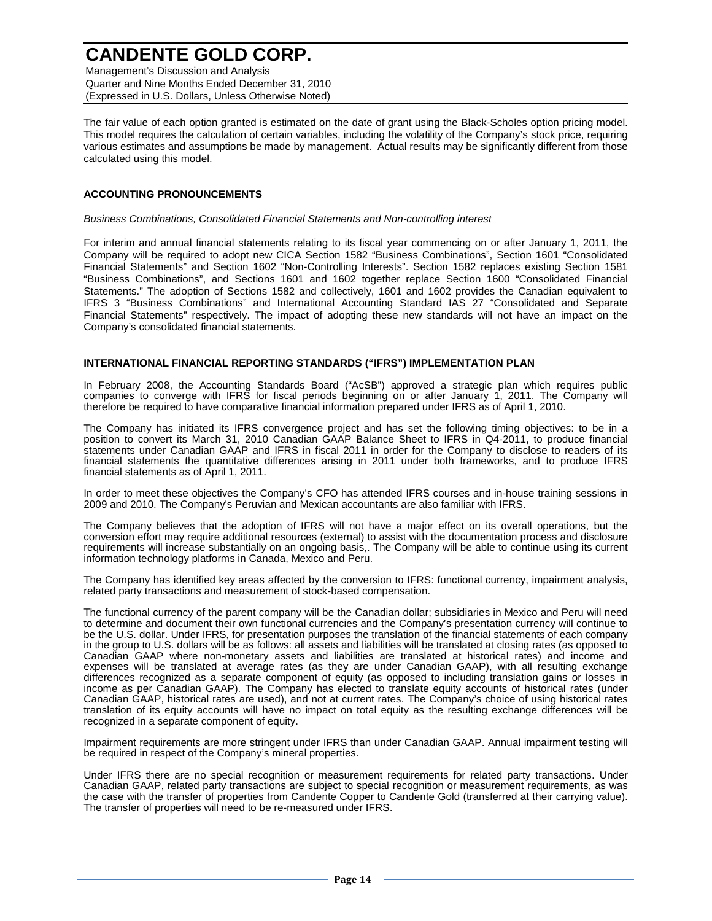The fair value of each option granted is estimated on the date of grant using the Black-Scholes option pricing model. This model requires the calculation of certain variables, including the volatility of the Company's stock price, requiring various estimates and assumptions be made by management. Actual results may be significantly different from those calculated using this model.

## ACCOUNTING PRONOUNCEMENTS

*Business Combinations, Consolidated Financial Statements and Non-controlling interest*

For interim and annual financial statements relating to its fiscal year commencing on or after January 1, 2011, the Company will be required to adopt new CICA Section 1582 "Business Combinations", Section 1601 "Consolidated Financial Statements" and Section 1602 "Non-Controlling Interests". Section 1582 replaces existing Section 1581 "Business Combinations", and Sections 1601 and 1602 together replace Section 1600 "Consolidated Financial Statements." The adoption of Sections 1582 and collectively, 1601 and 1602 provides the Canadian equivalent to IFRS 3 "Business Combinations" and International Accounting Standard IAS 27 "Consolidated and Separate Financial Statements" respectively. The impact of adopting these new standards will not have an impact on the Company's consolidated financial statements.

## INTERNATIONAL FINANCIAL REPORTING STANDARDS ("IFRS") IMPLEMENTATION PLAN

In February 2008, the Accounting Standards Board ("AcSB") approved a strategic plan which requires public companies to converge with IFRS for fiscal periods beginning on or after January 1, 2011. The Company will therefore be required to have comparative financial information prepared under IFRS as of April 1, 2010.

The Company has initiated its IFRS convergence project and has set the following timing objectives: to be in a position to convert its March 31, 2010 Canadian GAAP Balance Sheet to IFRS in Q4-2011, to produce financial statements under Canadian GAAP and IFRS in fiscal 2011 in order for the Company to disclose to readers of its financial statements the quantitative differences arising in 2011 under both frameworks, and to produce IFRS financial statements as of April 1, 2011.

In order to meet these objectives the Company's CFO has attended IFRS courses and in-house training sessions in 2009 and 2010. The Company's Peruvian and Mexican accountants are also familiar with IFRS.

The Company believes that the adoption of IFRS will not have a major effect on its overall operations, but the conversion effort may require additional resources (external) to assist with the documentation process and disclosure requirements will increase substantially on an ongoing basis,. The Company will be able to continue using its current information technology platforms in Canada, Mexico and Peru.

The Company has identified key areas affected by the conversion to IFRS: functional currency, impairment analysis, related party transactions and measurement of stock-based compensation.

The functional currency of the parent company will be the Canadian dollar; subsidiaries in Mexico and Peru will need to determine and document their own functional currencies and the Company's presentation currency will continue to be the U.S. dollar. Under IFRS, for presentation purposes the translation of the financial statements of each company in the group to U.S. dollars will be as follows: all assets and liabilities will be translated at closing rates (as opposed to Canadian GAAP where non-monetary assets and liabilities are translated at historical rates) and income and expenses will be translated at average rates (as they are under Canadian GAAP), with all resulting exchange differences recognized as a separate component of equity (as opposed to including translation gains or losses in income as per Canadian GAAP). The Company has elected to translate equity accounts of historical rates (under Canadian GAAP, historical rates are used), and not at current rates. The Company's choice of using historical rates translation of its equity accounts will have no impact on total equity as the resulting exchange differences will be recognized in a separate component of equity.

Impairment requirements are more stringent under IFRS than under Canadian GAAP. Annual impairment testing will be required in respect of the Company's mineral properties.

Under IFRS there are no special recognition or measurement requirements for related party transactions. Under Canadian GAAP, related party transactions are subject to special recognition or measurement requirements, as was the case with the transfer of properties from Candente Copper to Candente Gold (transferred at their carrying value). The transfer of properties will need to be re-measured under IFRS.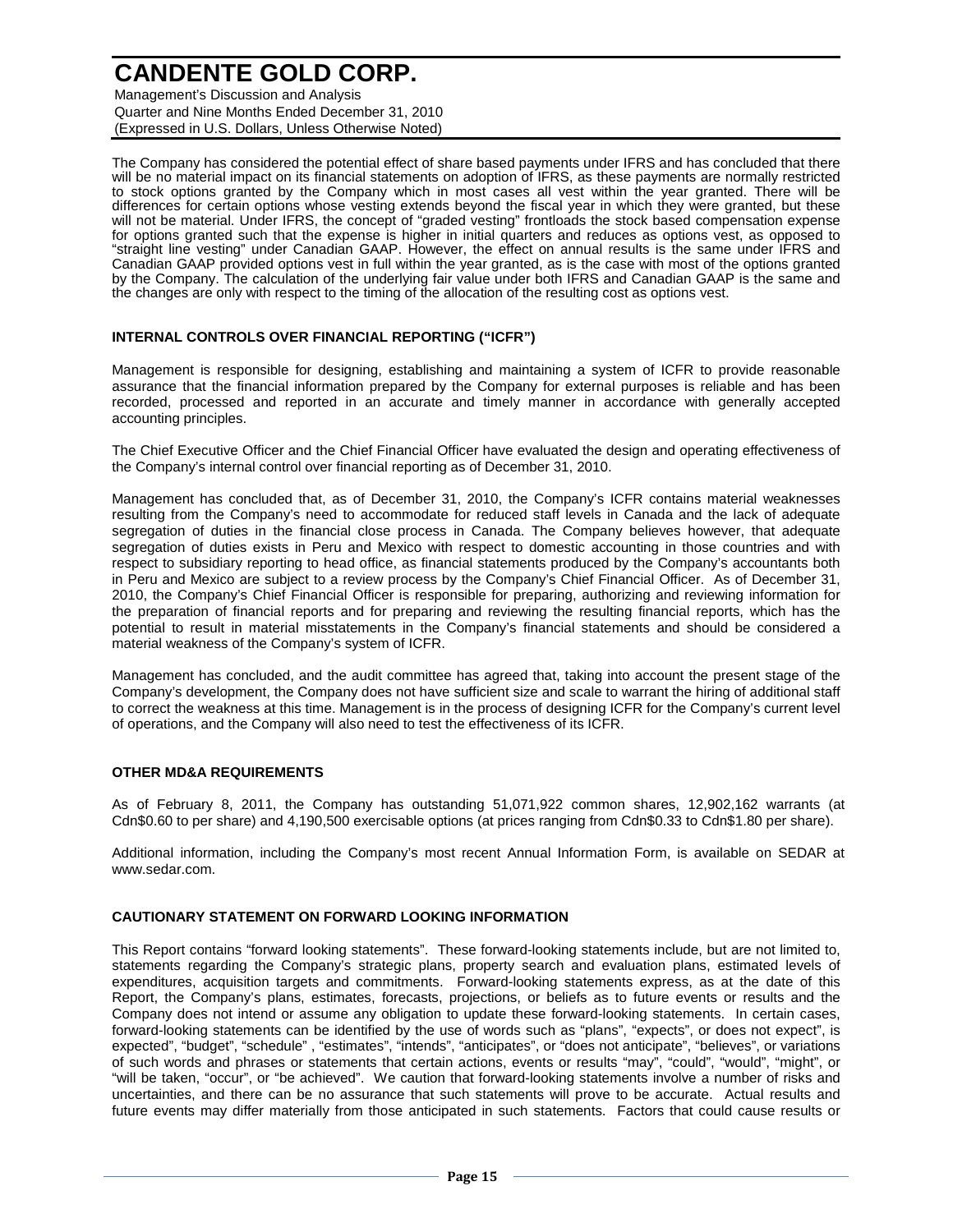The Company has considered the potential effect of share based payments under IFRS and has concluded that there will be no material impact on its financial statements on adoption of IFRS, as these payments are normally restricted to stock options granted by the Company which in most cases all vest within the year granted. There will be differences for certain options whose vesting extends beyond the fiscal year in which they were granted, but these will not be material. Under IFRS, the concept of "graded vesting" frontloads the stock based compensation expense for options granted such that the expense is higher in initial quarters and reduces as options vest, as opposed to "straight line vesting" under Canadian GAAP. However, the effect on annual results is the same under IFRS and Canadian GAAP provided options vest in full within the year granted, as is the case with most of the options granted by the Company. The calculation of the underlying fair value under both IFRS and Canadian GAAP is the same and the changes are only with respect to the timing of the allocation of the resulting cost as options vest.

**INTERNAL CONTROLS OVER FINANCIAL REPORTING ("ICFR")**

Management is responsible for designing, establishing and maintaining a system of ICFR to provide reasonable assurance that the financial information prepared by the Company for external purposes is reliable and has been recorded, processed and reported in an accurate and timely manner in accordance with generally accepted accounting principles.

The Chief Executive Officer and the Chief Financial Officer have evaluated the design and operating effectiveness of the Company's internal control over financial reporting as of December 31, 2010.

Management has concluded that, as of December 31, 2010, the Company's ICFR contains material weaknesses resulting from the Company's need to accommodate for reduced staff levels in Canada and the lack of adequate segregation of duties in the financial close process in Canada. The Company believes however, that adequate segregation of duties exists in Peru and Mexico with respect to domestic accounting in those countries and with respect to subsidiary reporting to head office, as financial statements produced by the Company's accountants both in Peru and Mexico are subject to a review process by the Company's Chief Financial Officer. As of December 31, 2010, the Company's Chief Financial Officer is responsible for preparing, authorizing and reviewing information for the preparation of financial reports and for preparing and reviewing the resulting financial reports, which has the potential to result in material misstatements in the Company's financial statements and should be considered a material weakness of the Company's system of ICFR.

Management has concluded, and the audit committee has agreed that, taking into account the present stage of the Company's development, the Company does not have sufficient size and scale to warrant the hiring of additional staff to correct the weakness at this time. Management is in the process of designing ICFR for the Company's current level of operations, and the Company will also need to test the effectiveness of its ICFR.

**OTHER MD&A REQUIREMENTS**

As of February 8, 2011, the Company has outstanding 51,071,922 common shares, 12,902,162 warrants (at Cdn$0.60 to per share) and 4,190,500 exercisable options (at prices ranging from Cdn$0.33 to Cdn$1.80 per share).

Additional information, including the Company's most recent Annual Information Form, is available on SEDAR at www.sedar.com.

**CAUTIONARY STATEMENT ON FORWARD LOOKING INFORMATION**

This Report contains "forward looking statements". These forward-looking statements include, but are not limited to, statements regarding the Company's strategic plans, property search and evaluation plans, estimated levels of expenditures, acquisition targets and commitments. Forward-looking statements express, as at the date of this Report, the Company's plans, estimates, forecasts, projections, or beliefs as to future events or results and the Company does not intend or assume any obligation to update these forward-looking statements. In certain cases, forward-looking statements can be identified by the use of words such as "plans", "expects", or does not expect", is expected", "budget", "schedule" , "estimates", "intends", "anticipates", or "does not anticipate", "believes", or variations of such words and phrases or statements that certain actions, events or results "may", "could", "would", "might", or "will be taken, "occur", or "be achieved". We caution that forward-looking statements involve a number of risks and uncertainties, and there can be no assurance that such statements will prove to be accurate. Actual results and future events may differ materially from those anticipated in such statements. Factors that could cause results or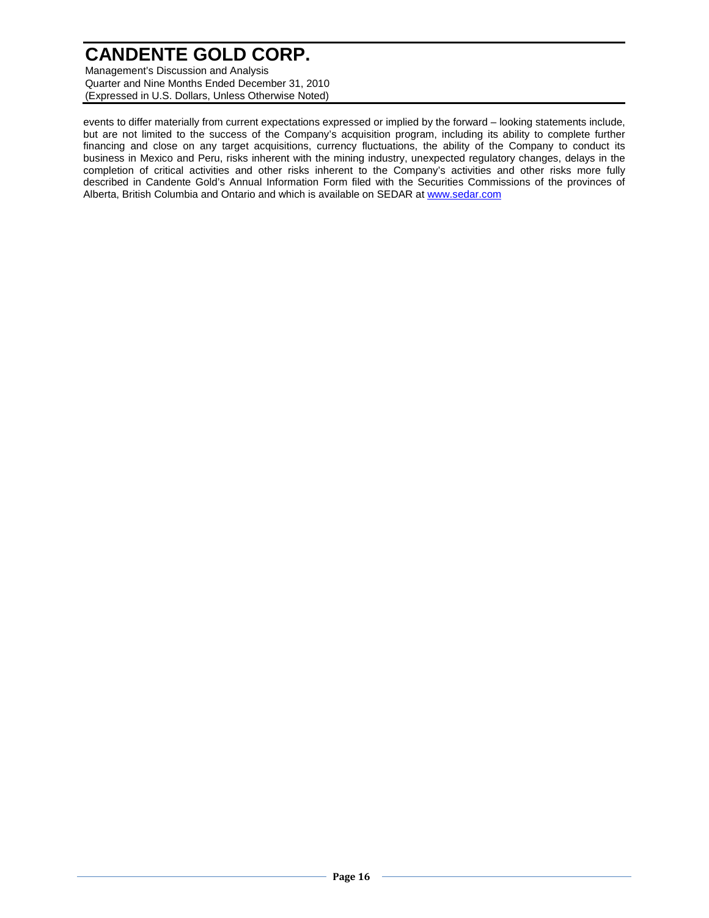events to differ materially from current expectations expressed or implied by the forward – looking statements include, but are not limited to the success of the Company's acquisition program, including its ability to complete further financing and close on any target acquisitions, currency fluctuations, the ability of the Company to conduct its business in Mexico and Peru, risks inherent with the mining industry, unexpected regulatory changes, delays in the completion of critical activities and other risks inherent to the Company's activities and other risks more fully described in Candente Gold's Annual Information Form filed with the Securities Commissions of the provinces of Alberta, British Columbia and Ontario and which is available on SEDAR at www.sedar.com